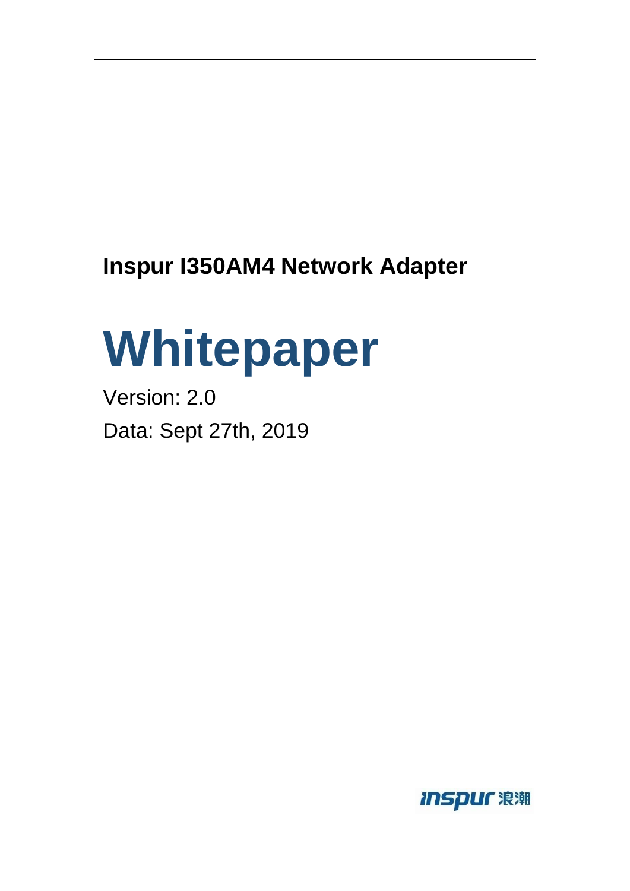**Inspur I350AM4 Network Adapter**

# Whitepaper

Version: 2.0

Data: Sept 27th, 2019

inspur 浪潮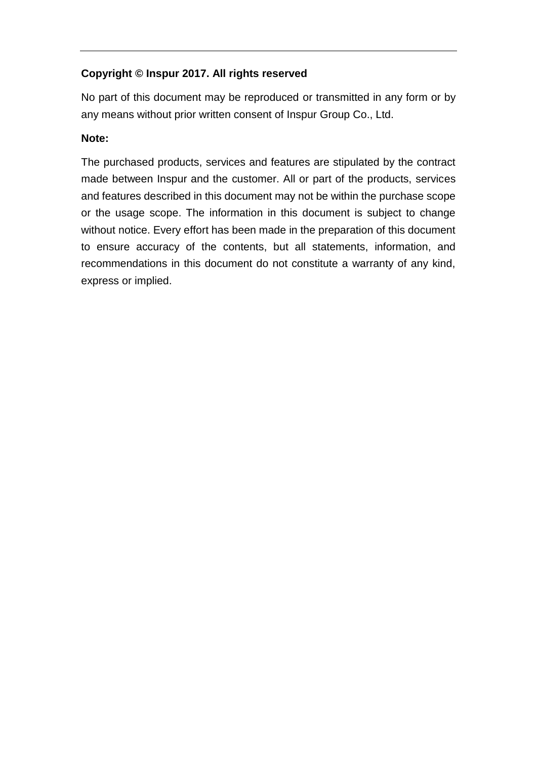**Copyright © Inspur 2017. All rights reserved**

No part of this document may be reproduced or transmitted in any form or by any means without prior written consent of Inspur Group Co., Ltd.

**Note:**

The purchased products, services and features are stipulated by the contract made between Inspur and the customer. All or part of the products, services and features described in this document may not be within the purchase scope or the usage scope. The information in this document is subject to change without notice. Every effort has been made in the preparation of this document to ensure accuracy of the contents, but all statements, information, and recommendations in this document do not constitute a warranty of any kind, express or implied.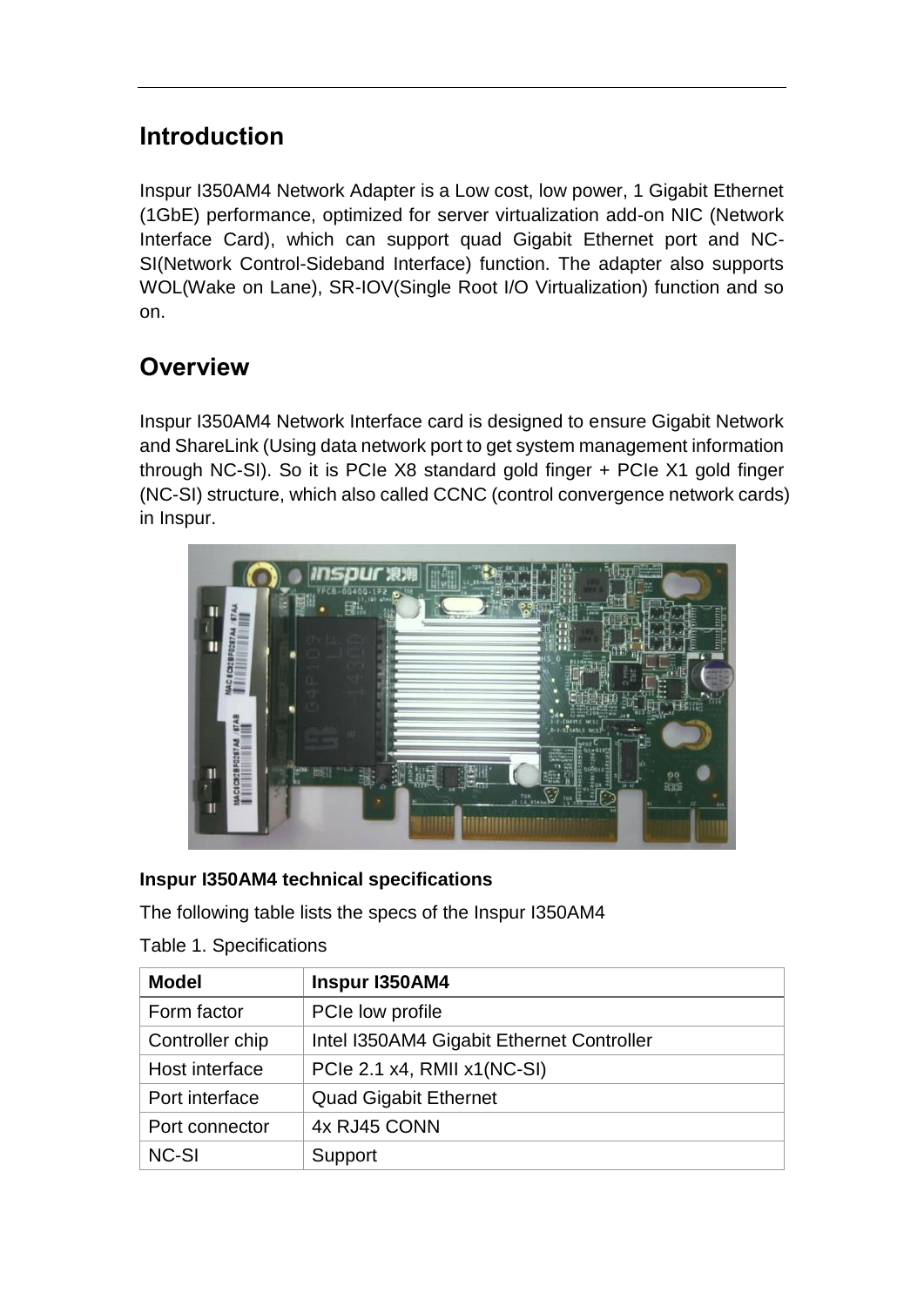## Introduction

Inspur I350AM4 Network Adapter is a Low cost, low power, 1 Gigabit Ethernet (1GbE) performance, optimized for server virtualization add-on NIC (Network Interface Card), which can support quad Gigabit Ethernet port and NC-SI(Network Control-Sideband Interface) function. The adapter also supports WOL(Wake on Lane), SR-IOV(Single Root I/O Virtualization) function and so on.

## Overview

Inspur I350AM4 Network Interface card is designed to ensure Gigabit Network and ShareLink (Using data network port to get system management information through NC-SI). So it is PCIe X8 standard gold finger + PCIe X1 gold finger (NC-SI) structure, which also called CCNC (control convergence network cards) in Inspur.

**Inspur I350AM4 technical specifications**

The following table lists the specs of the Inspur I350AM4

Table 1. Specifications

| Model | Inspur I350AM4 |
|---|---|
| Form factor | PCIe low profile |
| Controller chip | Intel I350AM4 Gigabit Ethernet Controller |
| Host interface | PCIe 2.1 x4, RMII x1(NC-SI) |
| Port interface | Quad Gigabit Ethernet |
| Port connector | 4x RJ45 CONN |
| NC-SI | Support |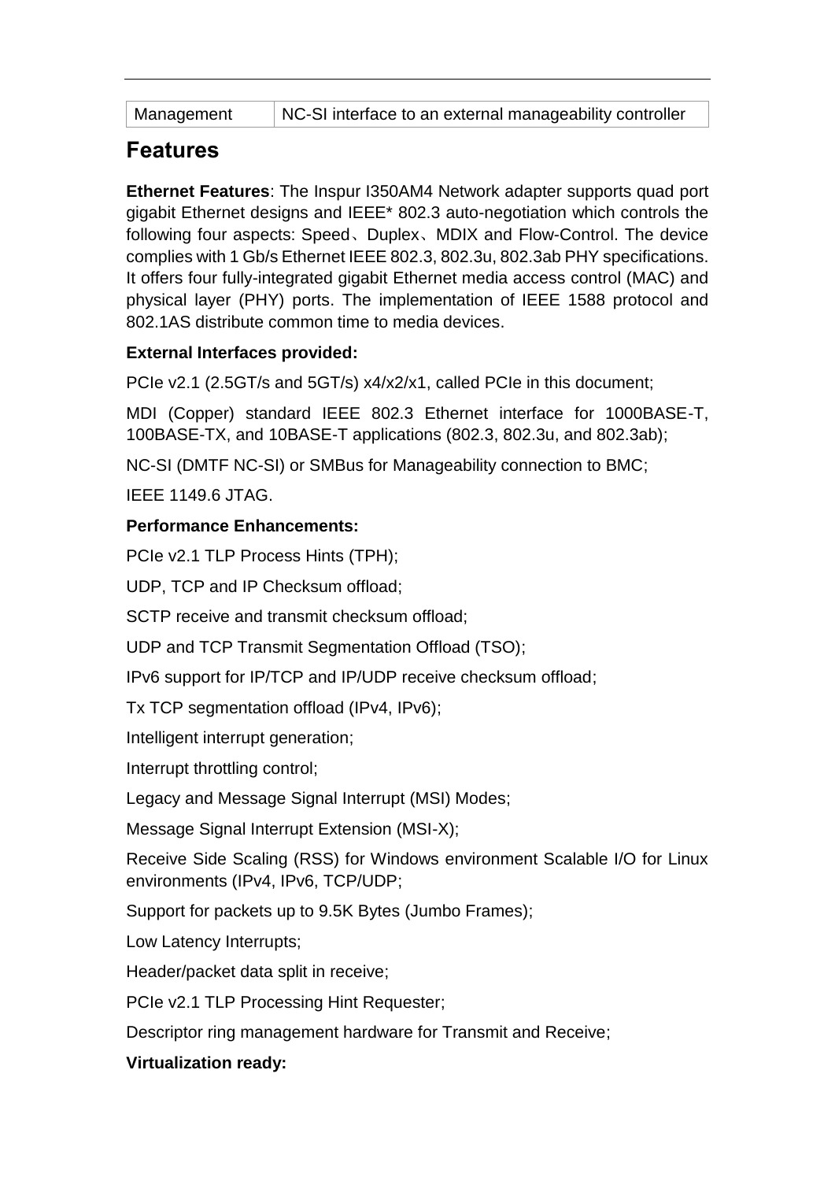| Management | NC-SI interface to an external manageability controller |
| --- | --- |

## Features

**Ethernet Features**: The Inspur I350AM4 Network adapter supports quad port gigabit Ethernet designs and IEEE* 802.3 auto-negotiation which controls the following four aspects: Speed、Duplex、MDIX and Flow-Control. The device complies with 1 Gb/s Ethernet IEEE 802.3, 802.3u, 802.3ab PHY specifications. It offers four fully-integrated gigabit Ethernet media access control (MAC) and physical layer (PHY) ports. The implementation of IEEE 1588 protocol and 802.1AS distribute common time to media devices.

**External Interfaces provided:**

PCIe v2.1 (2.5GT/s and 5GT/s) x4/x2/x1, called PCIe in this document;

MDI (Copper) standard IEEE 802.3 Ethernet interface for 1000BASE-T, 100BASE-TX, and 10BASE-T applications (802.3, 802.3u, and 802.3ab);

NC-SI (DMTF NC-SI) or SMBus for Manageability connection to BMC;

IEEE 1149.6 JTAG.

**Performance Enhancements:**

PCIe v2.1 TLP Process Hints (TPH);

UDP, TCP and IP Checksum offload;

SCTP receive and transmit checksum offload;

UDP and TCP Transmit Segmentation Offload (TSO);

IPv6 support for IP/TCP and IP/UDP receive checksum offload;

Tx TCP segmentation offload (IPv4, IPv6);

Intelligent interrupt generation;

Interrupt throttling control;

Legacy and Message Signal Interrupt (MSI) Modes;

Message Signal Interrupt Extension (MSI-X);

Receive Side Scaling (RSS) for Windows environment Scalable I/O for Linux environments (IPv4, IPv6, TCP/UDP;

Support for packets up to 9.5K Bytes (Jumbo Frames);

Low Latency Interrupts;

Header/packet data split in receive;

PCIe v2.1 TLP Processing Hint Requester;

Descriptor ring management hardware for Transmit and Receive;

**Virtualization ready:**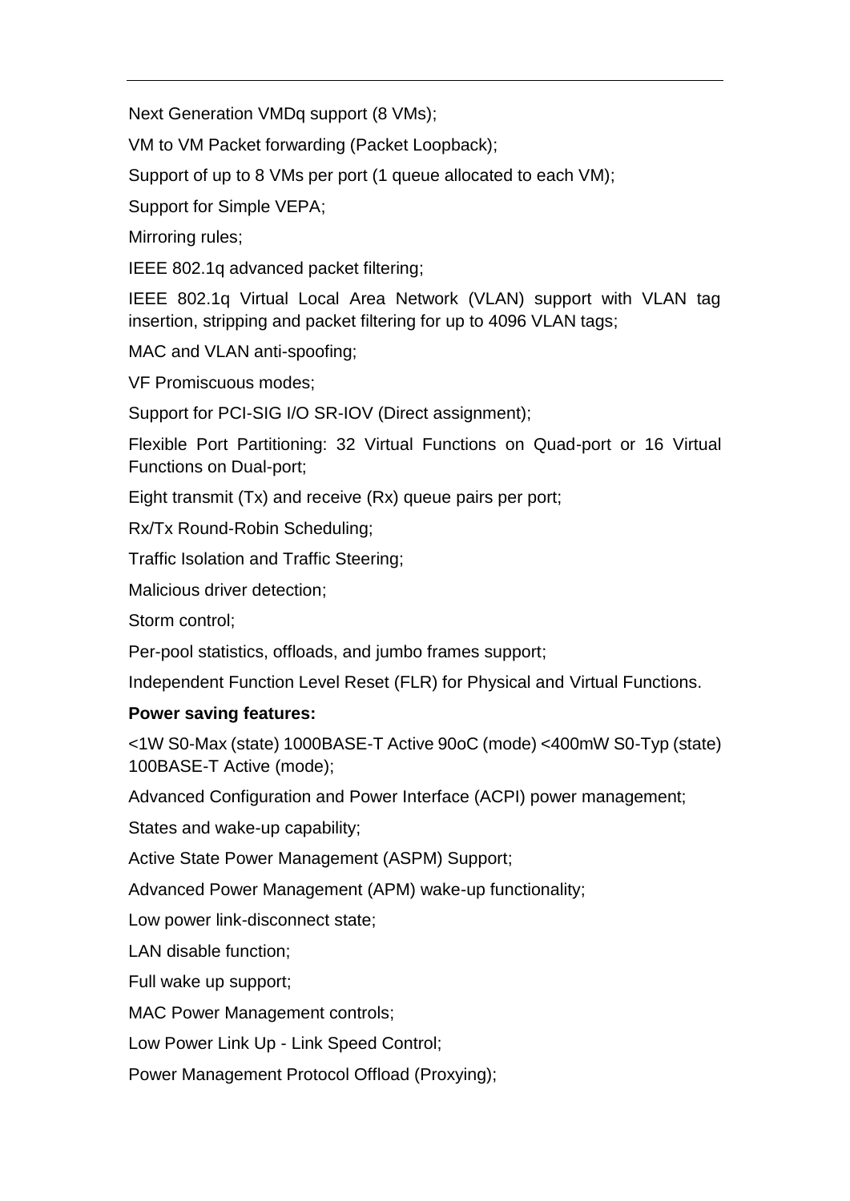Next Generation VMDq support (8 VMs);

VM to VM Packet forwarding (Packet Loopback);

Support of up to 8 VMs per port (1 queue allocated to each VM);

Support for Simple VEPA;

Mirroring rules;

IEEE 802.1q advanced packet filtering;

IEEE 802.1q Virtual Local Area Network (VLAN) support with VLAN tag insertion, stripping and packet filtering for up to 4096 VLAN tags;

MAC and VLAN anti-spoofing;

VF Promiscuous modes;

Support for PCI-SIG I/O SR-IOV (Direct assignment);

Flexible Port Partitioning: 32 Virtual Functions on Quad-port or 16 Virtual Functions on Dual-port;

Eight transmit (Tx) and receive (Rx) queue pairs per port;

Rx/Tx Round-Robin Scheduling;

Traffic Isolation and Traffic Steering;

Malicious driver detection;

Storm control;

Per-pool statistics, offloads, and jumbo frames support;

Independent Function Level Reset (FLR) for Physical and Virtual Functions.

**Power saving features:**

<1W S0-Max (state) 1000BASE-T Active 90oC (mode) <400mW S0-Typ (state) 100BASE-T Active (mode);

Advanced Configuration and Power Interface (ACPI) power management;

States and wake-up capability;

Active State Power Management (ASPM) Support;

Advanced Power Management (APM) wake-up functionality;

Low power link-disconnect state;

LAN disable function;

Full wake up support;

MAC Power Management controls;

Low Power Link Up - Link Speed Control;

Power Management Protocol Offload (Proxying);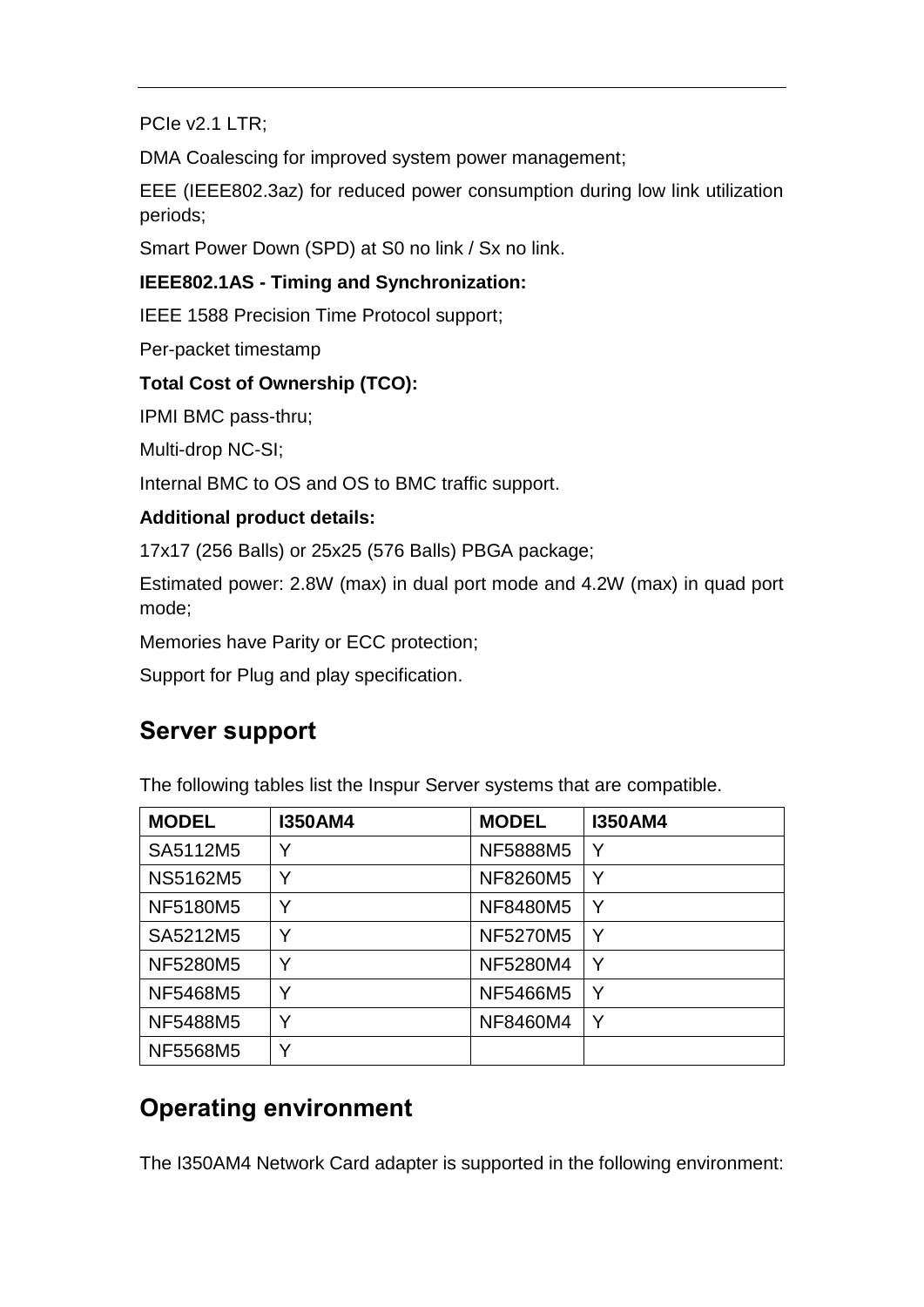PCIe v2.1 LTR;

DMA Coalescing for improved system power management;

EEE (IEEE802.3az) for reduced power consumption during low link utilization periods;

Smart Power Down (SPD) at S0 no link / Sx no link.

**IEEE802.1AS - Timing and Synchronization:**

IEEE 1588 Precision Time Protocol support;

Per-packet timestamp

**Total Cost of Ownership (TCO):**

IPMI BMC pass-thru;

Multi-drop NC-SI;

Internal BMC to OS and OS to BMC traffic support.

**Additional product details:**

17x17 (256 Balls) or 25x25 (576 Balls) PBGA package;

Estimated power: 2.8W (max) in dual port mode and 4.2W (max) in quad port mode;

Memories have Parity or ECC protection;

Support for Plug and play specification.

## Server support

The following tables list the Inspur Server systems that are compatible.

| MODEL | I350AM4 | MODEL | I350AM4 |
|---|---|---|---|
| SA5112M5 | Y | NF5888M5 | Y |
| NS5162M5 | Y | NF8260M5 | Y |
| NF5180M5 | Y | NF8480M5 | Y |
| SA5212M5 | Y | NF5270M5 | Y |
| NF5280M5 | Y | NF5280M4 | Y |
| NF5468M5 | Y | NF5466M5 | Y |
| NF5488M5 | Y | NF8460M4 | Y |
| NF5568M5 | Y | | |

## Operating environment

The I350AM4 Network Card adapter is supported in the following environment: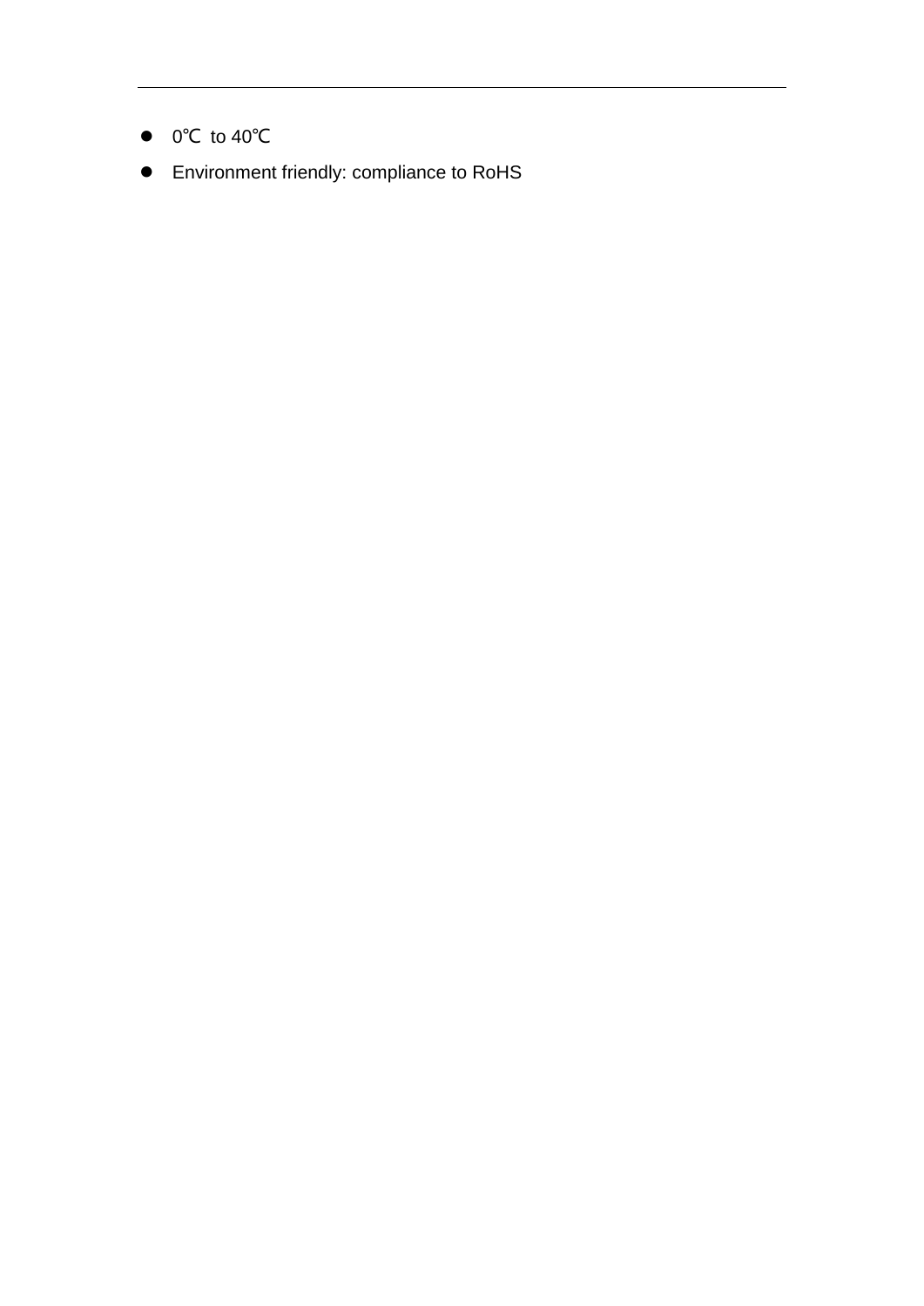- 0℃ to 40℃
- Environment friendly: compliance to RoHS